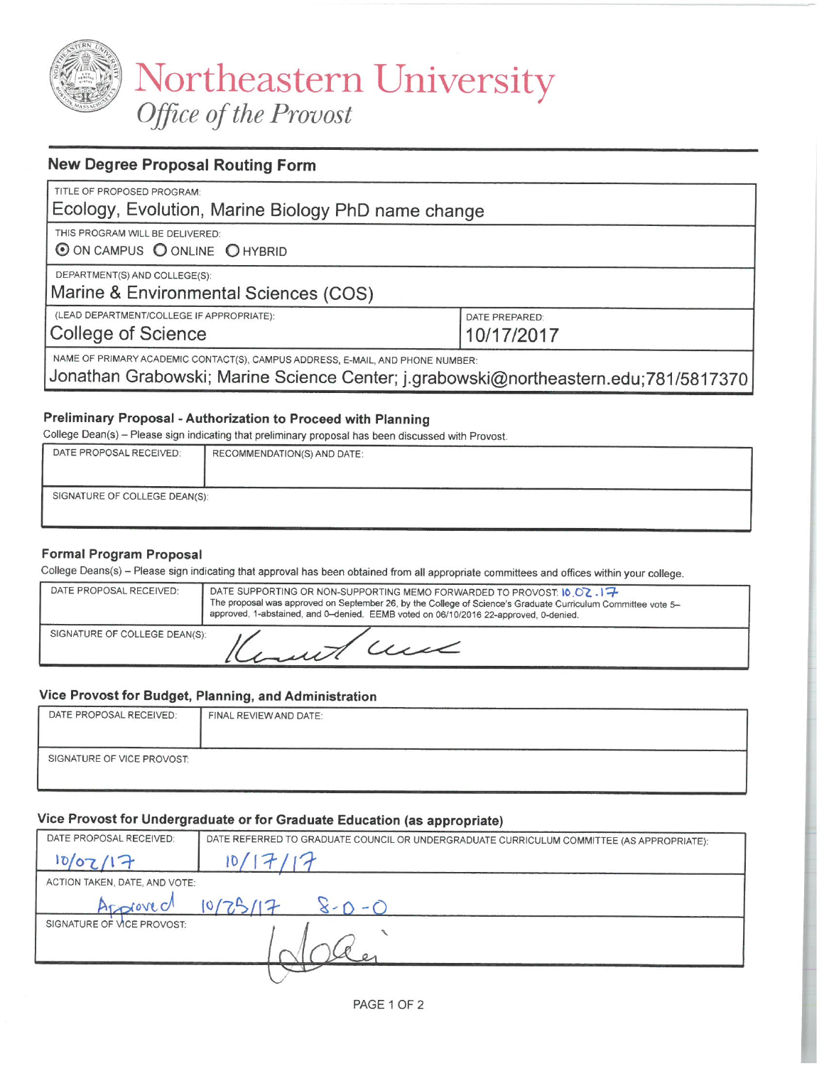# Northeastern University

*Office of the Provost*

## New Degree Proposal Routing Form

| | |
|---|---|
| TITLE OF PROPOSED PROGRAM: Ecology, Evolution, Marine Biology PhD name change | |
| THIS PROGRAM WILL BE DELIVERED: ⦿ ON CAMPUS ○ ONLINE ○ HYBRID | |
| DEPARTMENT(S) AND COLLEGE(S): Marine & Environmental Sciences (COS) | |
| (LEAD DEPARTMENT/COLLEGE IF APPROPRIATE): College of Science | DATE PREPARED: 10/17/2017 |
| NAME OF PRIMARY ACADEMIC CONTACT(S), CAMPUS ADDRESS, E-MAIL, AND PHONE NUMBER: Jonathan Grabowski; Marine Science Center; j.grabowski@northeastern.edu;781/5817370 | |

### Preliminary Proposal - Authorization to Proceed with Planning

College Dean(s) – Please sign indicating that preliminary proposal has been discussed with Provost.

| | |
|---|---|
| DATE PROPOSAL RECEIVED: | RECOMMENDATION(S) AND DATE: |
| SIGNATURE OF COLLEGE DEAN(S): | |

### Formal Program Proposal

College Deans(s) – Please sign indicating that approval has been obtained from all appropriate committees and offices within your college.

| | |
|---|---|
| DATE PROPOSAL RECEIVED: | DATE SUPPORTING OR NON-SUPPORTING MEMO FORWARDED TO PROVOST: 10.02.17<br>The proposal was approved on September 26, by the College of Science's Graduate Curriculum Committee vote 5–approved, 1-abstained, and 0–denied. EEMB voted on 06/10/2016 22-approved, 0-denied. |
| SIGNATURE OF COLLEGE DEAN(S): [signature] | |

### Vice Provost for Budget, Planning, and Administration

| | |
|---|---|
| DATE PROPOSAL RECEIVED: | FINAL REVIEW AND DATE: |
| SIGNATURE OF VICE PROVOST: | |

### Vice Provost for Undergraduate or for Graduate Education (as appropriate)

| | |
|---|---|
| DATE PROPOSAL RECEIVED: 10/02/17 | DATE REFERRED TO GRADUATE COUNCIL OR UNDERGRADUATE CURRICULUM COMMITTEE (AS APPROPRIATE): 10/17/17 |
| ACTION TAKEN, DATE, AND VOTE: Approved 10/25/17 8-0-0 | |
| SIGNATURE OF VICE PROVOST: [signature] | |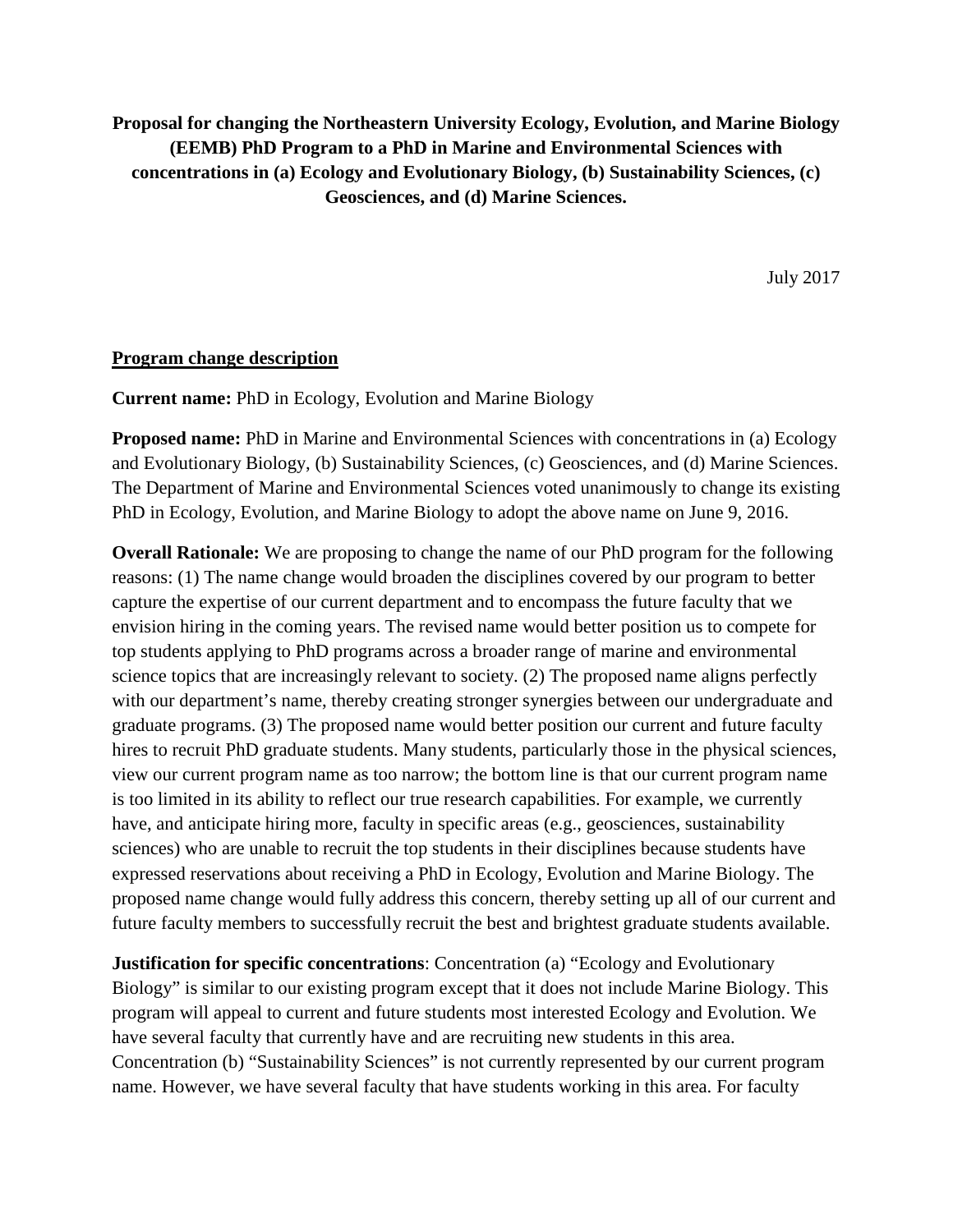**Proposal for changing the Northeastern University Ecology, Evolution, and Marine Biology (EEMB) PhD Program to a PhD in Marine and Environmental Sciences with concentrations in (a) Ecology and Evolutionary Biology, (b) Sustainability Sciences, (c) Geosciences, and (d) Marine Sciences.**

July 2017

**<u>Program change description</u>**

**Current name:** PhD in Ecology, Evolution and Marine Biology

**Proposed name:** PhD in Marine and Environmental Sciences with concentrations in (a) Ecology and Evolutionary Biology, (b) Sustainability Sciences, (c) Geosciences, and (d) Marine Sciences. The Department of Marine and Environmental Sciences voted unanimously to change its existing PhD in Ecology, Evolution, and Marine Biology to adopt the above name on June 9, 2016.

**Overall Rationale:** We are proposing to change the name of our PhD program for the following reasons: (1) The name change would broaden the disciplines covered by our program to better capture the expertise of our current department and to encompass the future faculty that we envision hiring in the coming years. The revised name would better position us to compete for top students applying to PhD programs across a broader range of marine and environmental science topics that are increasingly relevant to society. (2) The proposed name aligns perfectly with our department's name, thereby creating stronger synergies between our undergraduate and graduate programs. (3) The proposed name would better position our current and future faculty hires to recruit PhD graduate students. Many students, particularly those in the physical sciences, view our current program name as too narrow; the bottom line is that our current program name is too limited in its ability to reflect our true research capabilities. For example, we currently have, and anticipate hiring more, faculty in specific areas (e.g., geosciences, sustainability sciences) who are unable to recruit the top students in their disciplines because students have expressed reservations about receiving a PhD in Ecology, Evolution and Marine Biology. The proposed name change would fully address this concern, thereby setting up all of our current and future faculty members to successfully recruit the best and brightest graduate students available.

**Justification for specific concentrations**: Concentration (a) "Ecology and Evolutionary Biology" is similar to our existing program except that it does not include Marine Biology. This program will appeal to current and future students most interested Ecology and Evolution. We have several faculty that currently have and are recruiting new students in this area. Concentration (b) "Sustainability Sciences" is not currently represented by our current program name. However, we have several faculty that have students working in this area. For faculty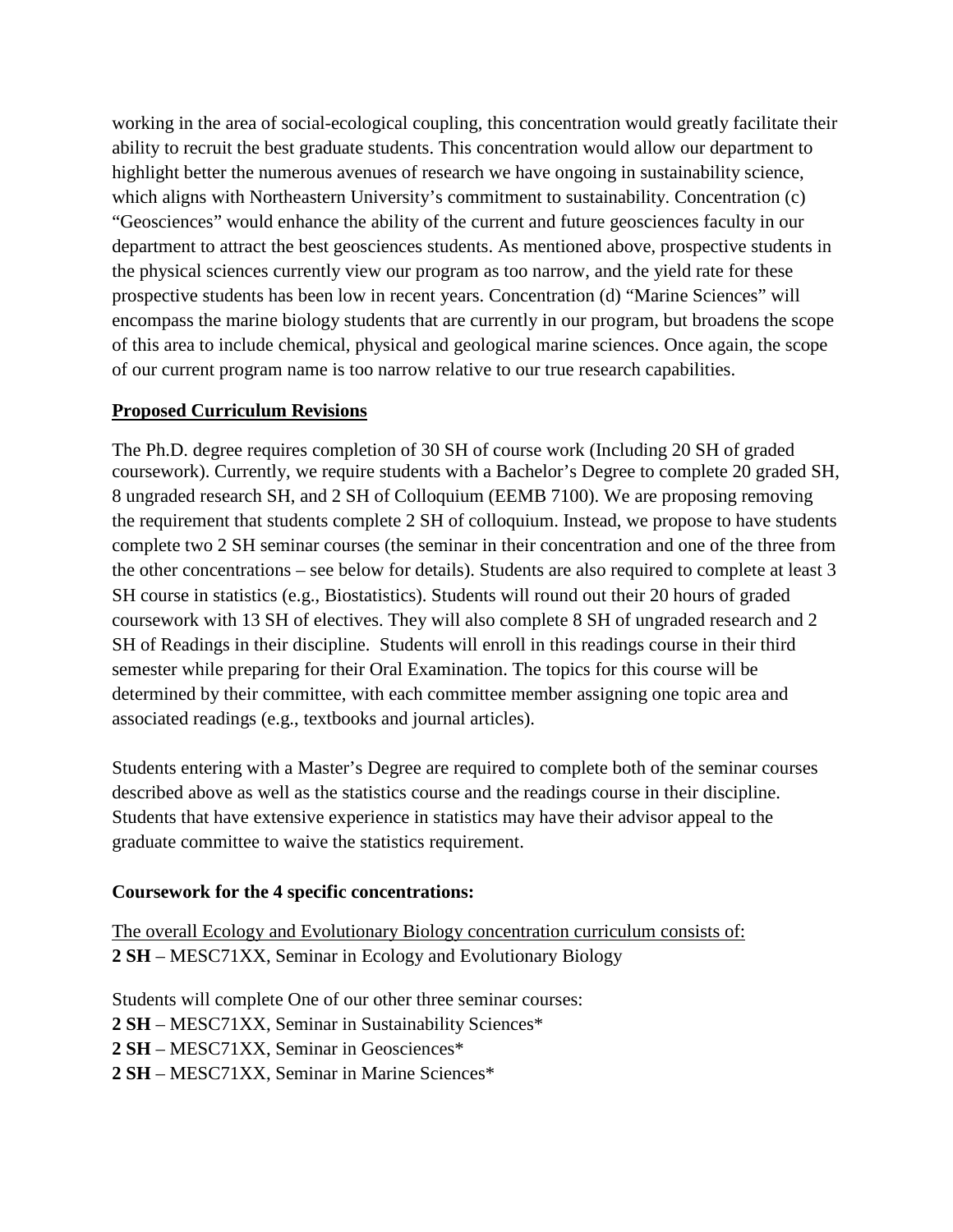working in the area of social-ecological coupling, this concentration would greatly facilitate their ability to recruit the best graduate students. This concentration would allow our department to highlight better the numerous avenues of research we have ongoing in sustainability science, which aligns with Northeastern University's commitment to sustainability. Concentration (c) "Geosciences" would enhance the ability of the current and future geosciences faculty in our department to attract the best geosciences students. As mentioned above, prospective students in the physical sciences currently view our program as too narrow, and the yield rate for these prospective students has been low in recent years. Concentration (d) "Marine Sciences" will encompass the marine biology students that are currently in our program, but broadens the scope of this area to include chemical, physical and geological marine sciences. Once again, the scope of our current program name is too narrow relative to our true research capabilities.

**<u>Proposed Curriculum Revisions</u>**

The Ph.D. degree requires completion of 30 SH of course work (Including 20 SH of graded coursework). Currently, we require students with a Bachelor's Degree to complete 20 graded SH, 8 ungraded research SH, and 2 SH of Colloquium (EEMB 7100). We are proposing removing the requirement that students complete 2 SH of colloquium. Instead, we propose to have students complete two 2 SH seminar courses (the seminar in their concentration and one of the three from the other concentrations – see below for details). Students are also required to complete at least 3 SH course in statistics (e.g., Biostatistics). Students will round out their 20 hours of graded coursework with 13 SH of electives. They will also complete 8 SH of ungraded research and 2 SH of Readings in their discipline. Students will enroll in this readings course in their third semester while preparing for their Oral Examination. The topics for this course will be determined by their committee, with each committee member assigning one topic area and associated readings (e.g., textbooks and journal articles).

Students entering with a Master's Degree are required to complete both of the seminar courses described above as well as the statistics course and the readings course in their discipline. Students that have extensive experience in statistics may have their advisor appeal to the graduate committee to waive the statistics requirement.

**Coursework for the 4 specific concentrations:**

<u>The overall Ecology and Evolutionary Biology concentration curriculum consists of:</u>
**2 SH** – MESC71XX, Seminar in Ecology and Evolutionary Biology

Students will complete One of our other three seminar courses:
**2 SH** – MESC71XX, Seminar in Sustainability Sciences*
**2 SH** – MESC71XX, Seminar in Geosciences*
**2 SH** – MESC71XX, Seminar in Marine Sciences*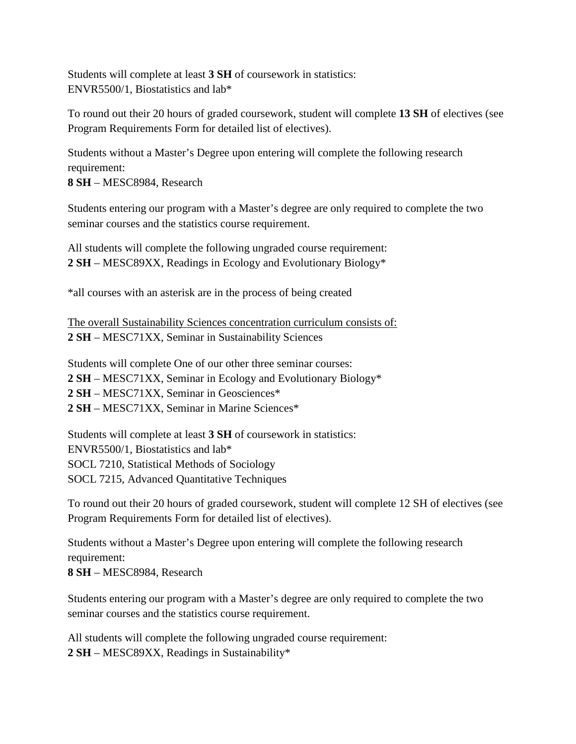Students will complete at least **3 SH** of coursework in statistics:
ENVR5500/1, Biostatistics and lab*

To round out their 20 hours of graded coursework, student will complete **13 SH** of electives (see Program Requirements Form for detailed list of electives).

Students without a Master's Degree upon entering will complete the following research requirement:
**8 SH** – MESC8984, Research

Students entering our program with a Master's degree are only required to complete the two seminar courses and the statistics course requirement.

All students will complete the following ungraded course requirement:
**2 SH** – MESC89XX, Readings in Ecology and Evolutionary Biology*

*all courses with an asterisk are in the process of being created

<u>The overall Sustainability Sciences concentration curriculum consists of:</u>
**2 SH** – MESC71XX, Seminar in Sustainability Sciences

Students will complete One of our other three seminar courses:
**2 SH** – MESC71XX, Seminar in Ecology and Evolutionary Biology*
**2 SH** – MESC71XX, Seminar in Geosciences*
**2 SH** – MESC71XX, Seminar in Marine Sciences*

Students will complete at least **3 SH** of coursework in statistics:
ENVR5500/1, Biostatistics and lab*
SOCL 7210, Statistical Methods of Sociology
SOCL 7215, Advanced Quantitative Techniques

To round out their 20 hours of graded coursework, student will complete 12 SH of electives (see Program Requirements Form for detailed list of electives).

Students without a Master's Degree upon entering will complete the following research requirement:
**8 SH** – MESC8984, Research

Students entering our program with a Master's degree are only required to complete the two seminar courses and the statistics course requirement.

All students will complete the following ungraded course requirement:
**2 SH** – MESC89XX, Readings in Sustainability*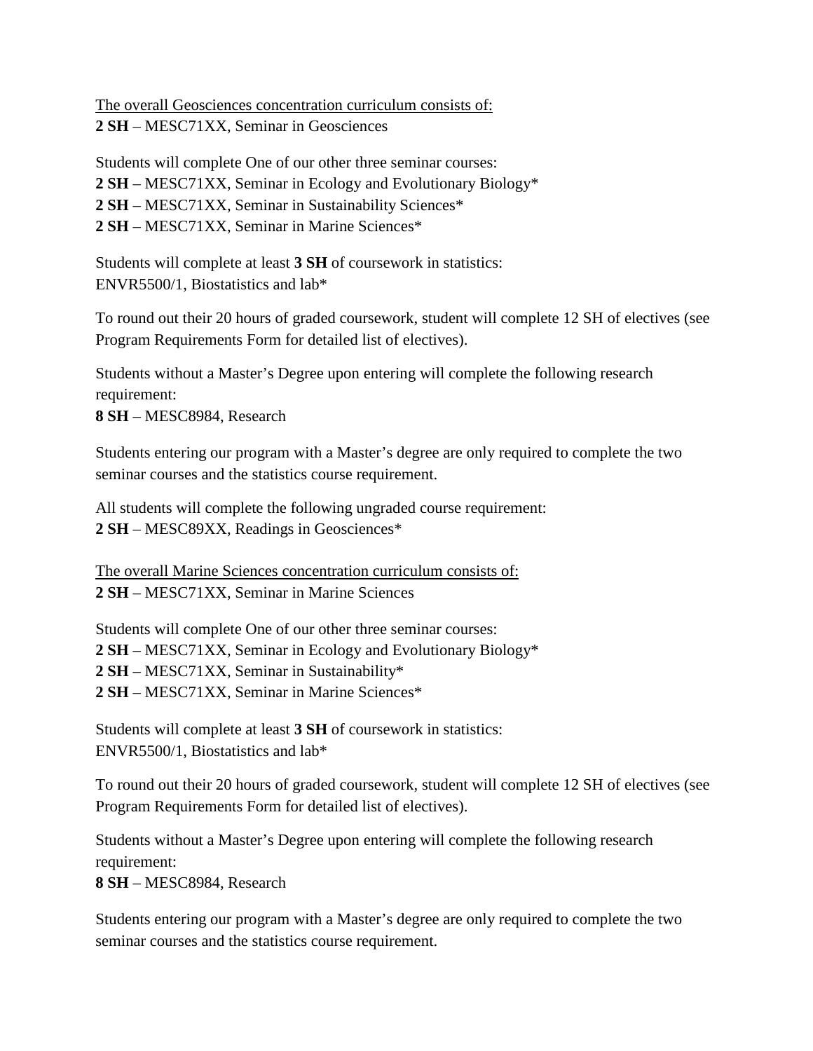<u>The overall Geosciences concentration curriculum consists of:</u>
**2 SH** – MESC71XX, Seminar in Geosciences

Students will complete One of our other three seminar courses:
**2 SH** – MESC71XX, Seminar in Ecology and Evolutionary Biology*
**2 SH** – MESC71XX, Seminar in Sustainability Sciences*
**2 SH** – MESC71XX, Seminar in Marine Sciences*

Students will complete at least **3 SH** of coursework in statistics:
ENVR5500/1, Biostatistics and lab*

To round out their 20 hours of graded coursework, student will complete 12 SH of electives (see Program Requirements Form for detailed list of electives).

Students without a Master's Degree upon entering will complete the following research requirement:
**8 SH** – MESC8984, Research

Students entering our program with a Master's degree are only required to complete the two seminar courses and the statistics course requirement.

All students will complete the following ungraded course requirement:
**2 SH** – MESC89XX, Readings in Geosciences*

<u>The overall Marine Sciences concentration curriculum consists of:</u>
**2 SH** – MESC71XX, Seminar in Marine Sciences

Students will complete One of our other three seminar courses:
**2 SH** – MESC71XX, Seminar in Ecology and Evolutionary Biology*
**2 SH** – MESC71XX, Seminar in Sustainability*
**2 SH** – MESC71XX, Seminar in Marine Sciences*

Students will complete at least **3 SH** of coursework in statistics:
ENVR5500/1, Biostatistics and lab*

To round out their 20 hours of graded coursework, student will complete 12 SH of electives (see Program Requirements Form for detailed list of electives).

Students without a Master's Degree upon entering will complete the following research requirement:
**8 SH** – MESC8984, Research

Students entering our program with a Master's degree are only required to complete the two seminar courses and the statistics course requirement.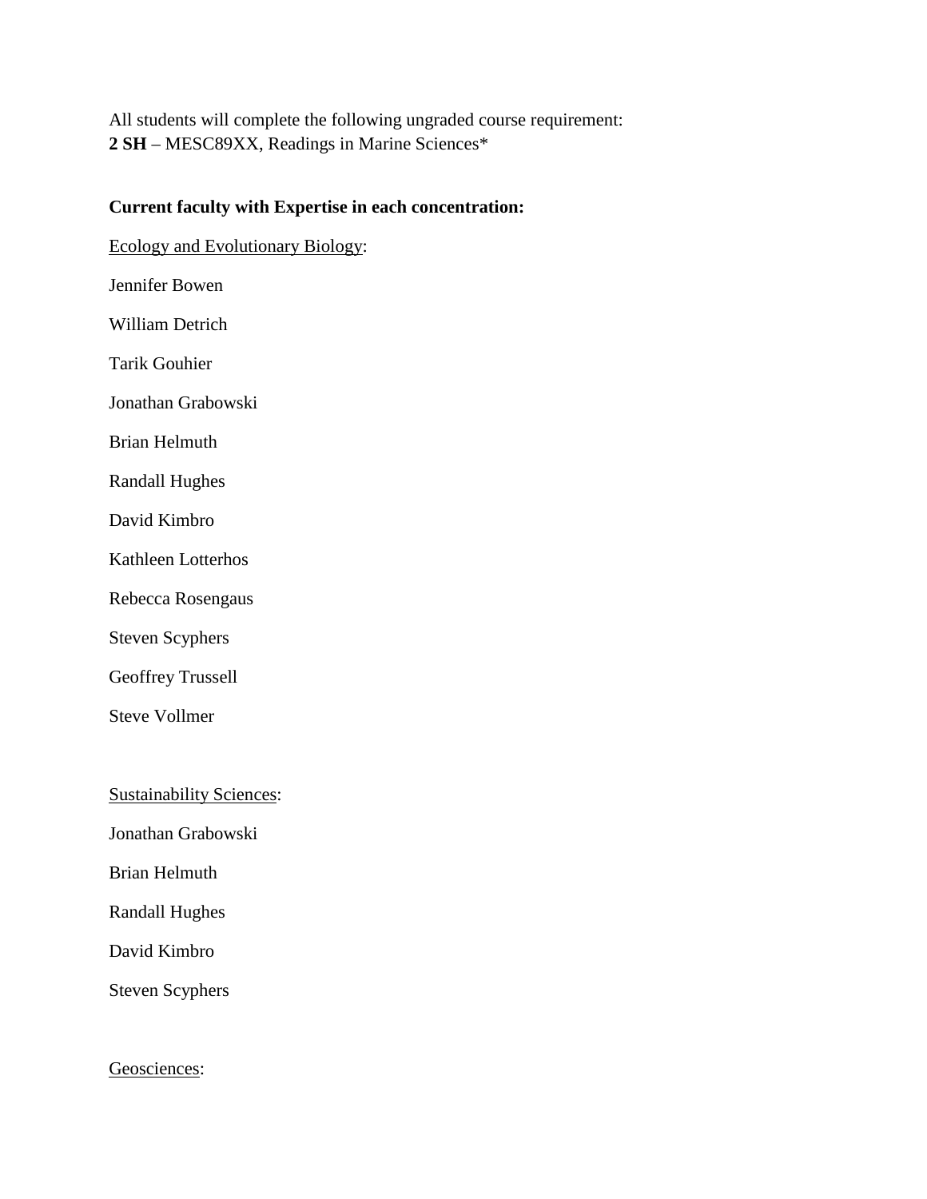All students will complete the following ungraded course requirement:
**2 SH** – MESC89XX, Readings in Marine Sciences*

**Current faculty with Expertise in each concentration:**

Ecology and Evolutionary Biology:

Jennifer Bowen

William Detrich

Tarik Gouhier

Jonathan Grabowski

Brian Helmuth

Randall Hughes

David Kimbro

Kathleen Lotterhos

Rebecca Rosengaus

Steven Scyphers

Geoffrey Trussell

Steve Vollmer

Sustainability Sciences:

Jonathan Grabowski

Brian Helmuth

Randall Hughes

David Kimbro

Steven Scyphers

Geosciences: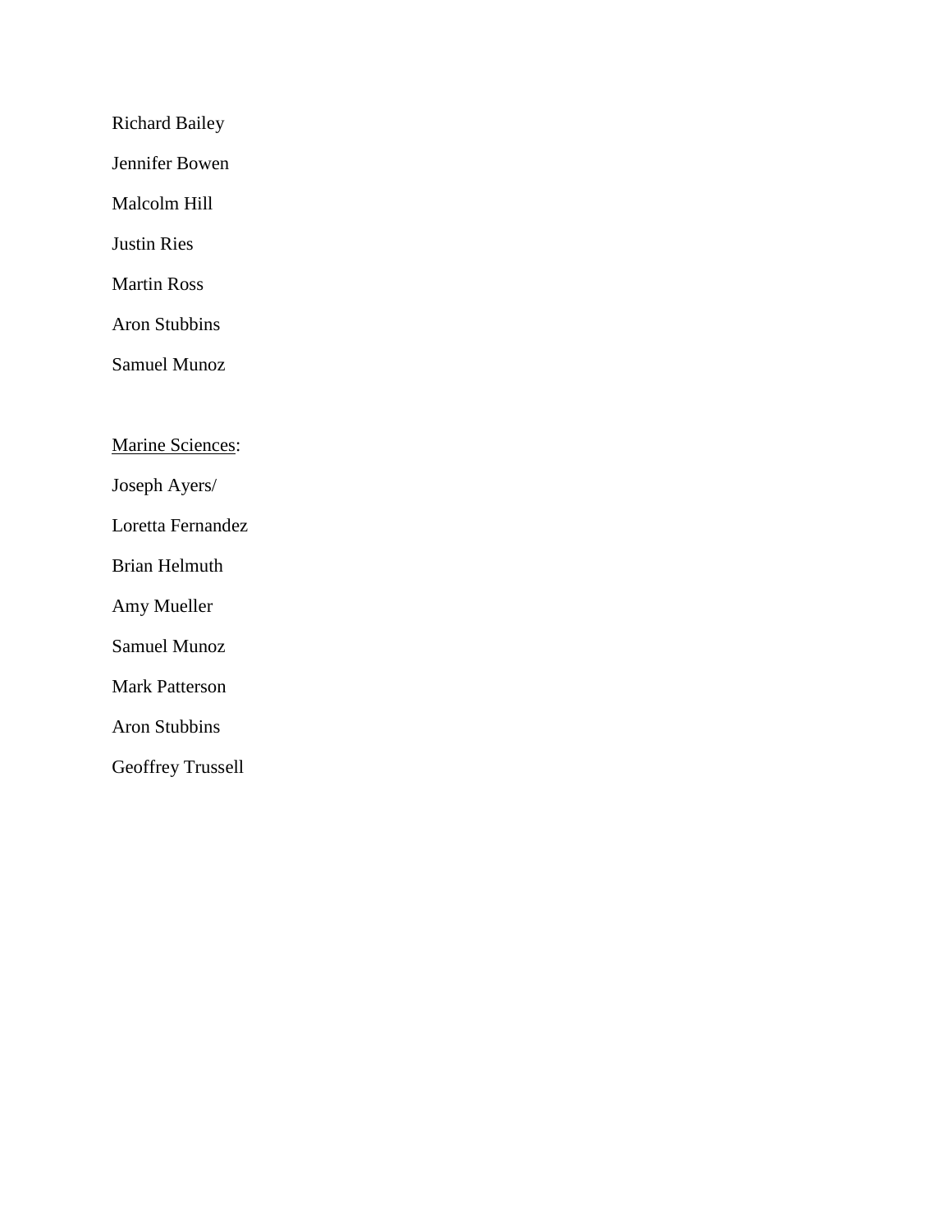Richard Bailey

Jennifer Bowen

Malcolm Hill

Justin Ries

Martin Ross

Aron Stubbins

Samuel Munoz

<u>Marine Sciences</u>:

Joseph Ayers/

Loretta Fernandez

Brian Helmuth

Amy Mueller

Samuel Munoz

Mark Patterson

Aron Stubbins

Geoffrey Trussell